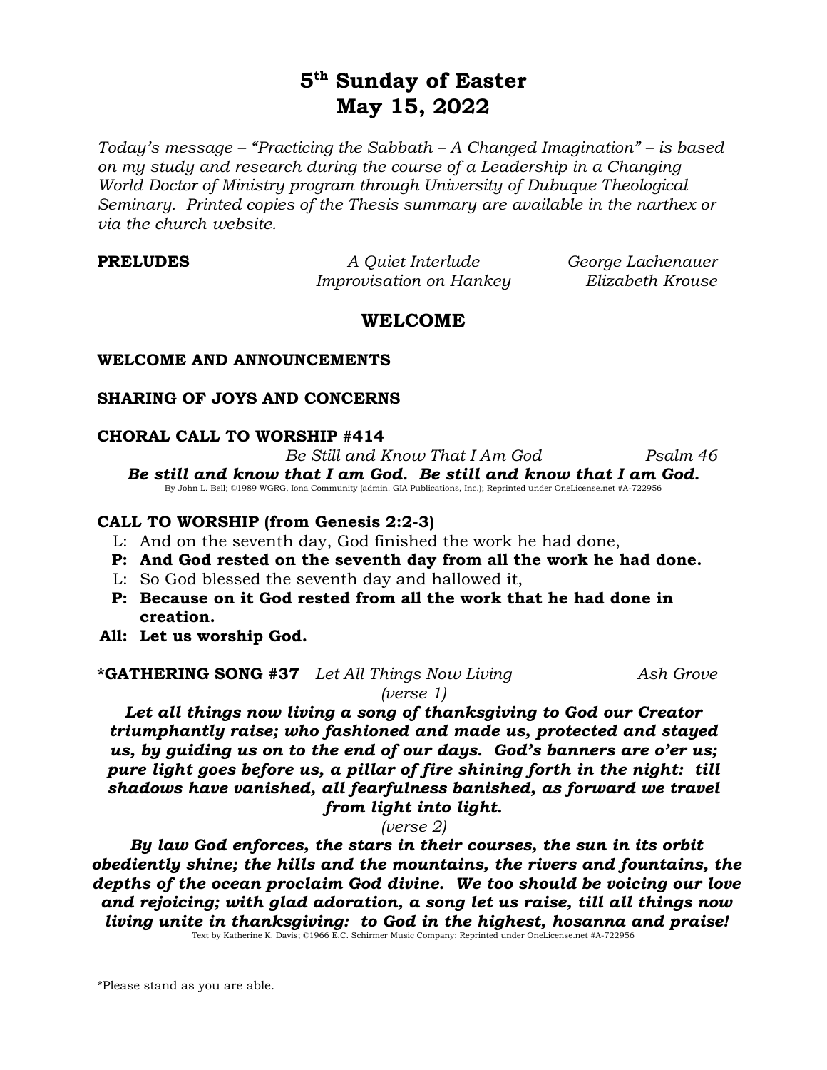# 5th Sunday of Easter
# May 15, 2022

*Today's message – "Practicing the Sabbath – A Changed Imagination" – is based on my study and research during the course of a Leadership in a Changing World Doctor of Ministry program through University of Dubuque Theological Seminary. Printed copies of the Thesis summary are available in the narthex or via the church website.*

**PRELUDES** *A Quiet Interlude* *George Lachenauer*
*Improvisation on Hankey* *Elizabeth Krouse*

## WELCOME

**WELCOME AND ANNOUNCEMENTS**

**SHARING OF JOYS AND CONCERNS**

**CHORAL CALL TO WORSHIP #414**
*Be Still and Know That I Am God* *Psalm 46*

***Be still and know that I am God. Be still and know that I am God.***

By John L. Bell; ©1989 WGRG, Iona Community (admin. GIA Publications, Inc.); Reprinted under OneLicense.net #A-722956

**CALL TO WORSHIP (from Genesis 2:2-3)**

L: And on the seventh day, God finished the work he had done,
**P: And God rested on the seventh day from all the work he had done.**
L: So God blessed the seventh day and hallowed it,
**P: Because on it God rested from all the work that he had done in creation.**
**All: Let us worship God.**

**\*GATHERING SONG #37** *Let All Things Now Living* *Ash Grove*

*(verse 1)*

***Let all things now living a song of thanksgiving to God our Creator triumphantly raise; who fashioned and made us, protected and stayed us, by guiding us on to the end of our days. God's banners are o'er us; pure light goes before us, a pillar of fire shining forth in the night: till shadows have vanished, all fearfulness banished, as forward we travel from light into light.***

*(verse 2)*

***By law God enforces, the stars in their courses, the sun in its orbit obediently shine; the hills and the mountains, the rivers and fountains, the depths of the ocean proclaim God divine. We too should be voicing our love and rejoicing; with glad adoration, a song let us raise, till all things now living unite in thanksgiving: to God in the highest, hosanna and praise!***

Text by Katherine K. Davis; ©1966 E.C. Schirmer Music Company; Reprinted under OneLicense.net #A-722956

\*Please stand as you are able.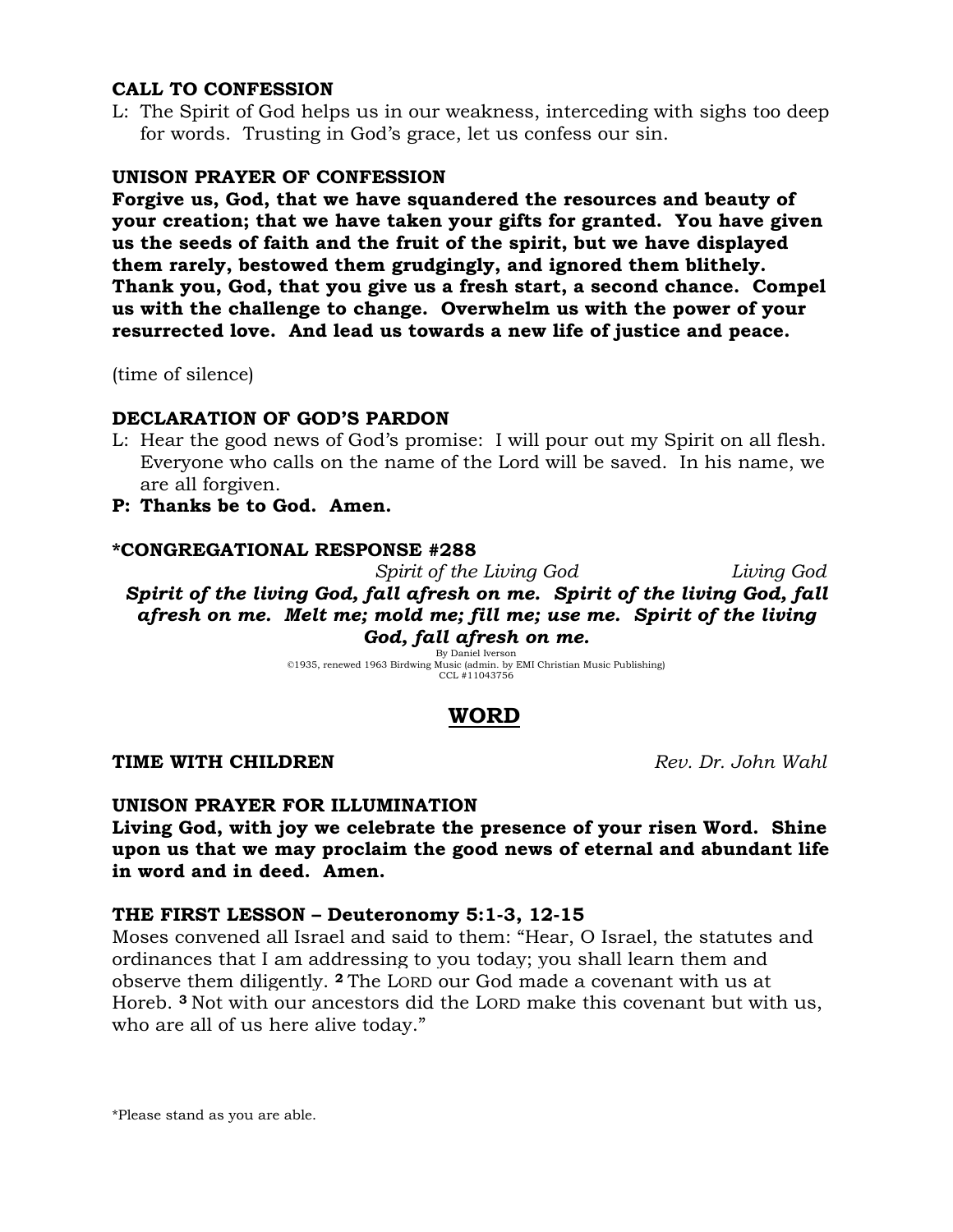**CALL TO CONFESSION**

L: The Spirit of God helps us in our weakness, interceding with sighs too deep for words. Trusting in God's grace, let us confess our sin.

**UNISON PRAYER OF CONFESSION**

**Forgive us, God, that we have squandered the resources and beauty of your creation; that we have taken your gifts for granted. You have given us the seeds of faith and the fruit of the spirit, but we have displayed them rarely, bestowed them grudgingly, and ignored them blithely. Thank you, God, that you give us a fresh start, a second chance. Compel us with the challenge to change. Overwhelm us with the power of your resurrected love. And lead us towards a new life of justice and peace.**

(time of silence)

**DECLARATION OF GOD'S PARDON**

L: Hear the good news of God's promise: I will pour out my Spirit on all flesh. Everyone who calls on the name of the Lord will be saved. In his name, we are all forgiven.

**P: Thanks be to God. Amen.**

**\*CONGREGATIONAL RESPONSE #288**

*Spirit of the Living God* *Living God*

***Spirit of the living God, fall afresh on me. Spirit of the living God, fall afresh on me. Melt me; mold me; fill me; use me. Spirit of the living God, fall afresh on me.***

By Daniel Iverson
©1935, renewed 1963 Birdwing Music (admin. by EMI Christian Music Publishing)
CCL #11043756

## WORD

**TIME WITH CHILDREN** *Rev. Dr. John Wahl*

**UNISON PRAYER FOR ILLUMINATION**

**Living God, with joy we celebrate the presence of your risen Word. Shine upon us that we may proclaim the good news of eternal and abundant life in word and in deed. Amen.**

**THE FIRST LESSON – Deuteronomy 5:1-3, 12-15**

Moses convened all Israel and said to them: "Hear, O Israel, the statutes and ordinances that I am addressing to you today; you shall learn them and observe them diligently. **2** The LORD our God made a covenant with us at Horeb. **3** Not with our ancestors did the LORD make this covenant but with us, who are all of us here alive today."

\*Please stand as you are able.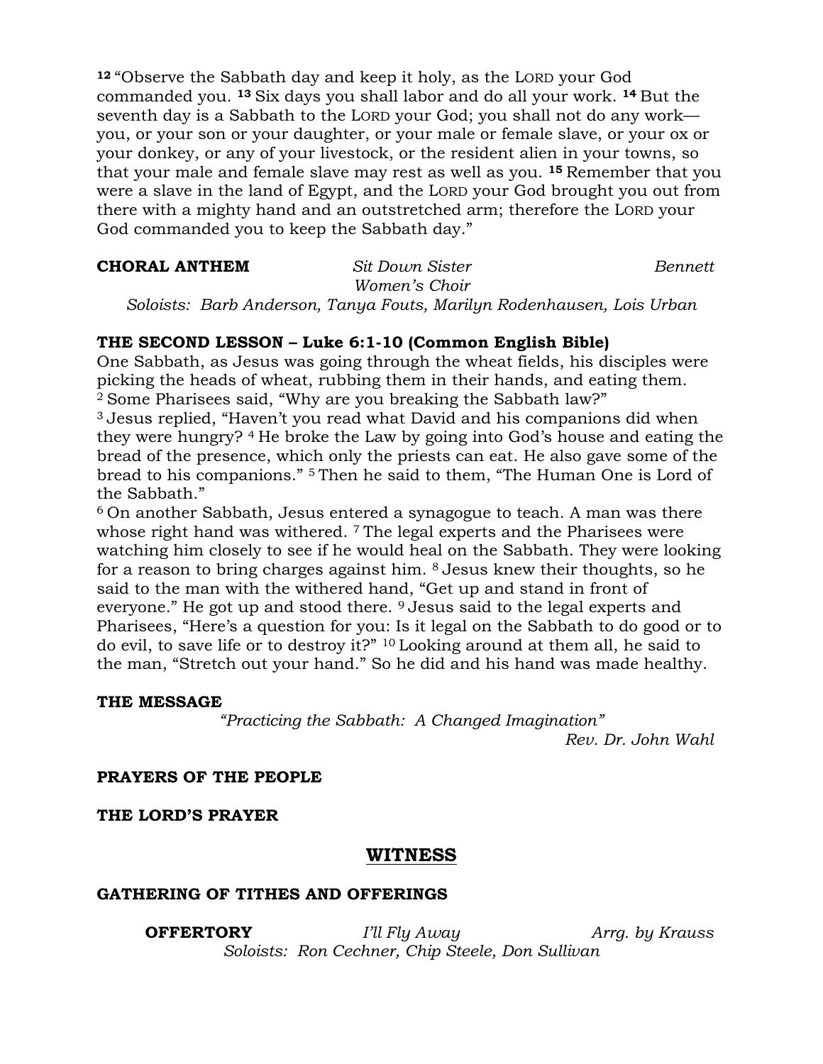[12] "Observe the Sabbath day and keep it holy, as the LORD your God commanded you. [13] Six days you shall labor and do all your work. [14] But the seventh day is a Sabbath to the LORD your God; you shall not do any work—you, or your son or your daughter, or your male or female slave, or your ox or your donkey, or any of your livestock, or the resident alien in your towns, so that your male and female slave may rest as well as you. [15] Remember that you were a slave in the land of Egypt, and the LORD your God brought you out from there with a mighty hand and an outstretched arm; therefore the LORD your God commanded you to keep the Sabbath day."

**CHORAL ANTHEM** *Sit Down Sister* *Bennett*
*Women's Choir*
*Soloists: Barb Anderson, Tanya Fouts, Marilyn Rodenhausen, Lois Urban*

**THE SECOND LESSON – Luke 6:1-10 (Common English Bible)**

One Sabbath, as Jesus was going through the wheat fields, his disciples were picking the heads of wheat, rubbing them in their hands, and eating them. [2] Some Pharisees said, "Why are you breaking the Sabbath law?"
[3] Jesus replied, "Haven't you read what David and his companions did when they were hungry? [4] He broke the Law by going into God's house and eating the bread of the presence, which only the priests can eat. He also gave some of the bread to his companions." [5] Then he said to them, "The Human One is Lord of the Sabbath."
[6] On another Sabbath, Jesus entered a synagogue to teach. A man was there whose right hand was withered. [7] The legal experts and the Pharisees were watching him closely to see if he would heal on the Sabbath. They were looking for a reason to bring charges against him. [8] Jesus knew their thoughts, so he said to the man with the withered hand, "Get up and stand in front of everyone." He got up and stood there. [9] Jesus said to the legal experts and Pharisees, "Here's a question for you: Is it legal on the Sabbath to do good or to do evil, to save life or to destroy it?" [10] Looking around at them all, he said to the man, "Stretch out your hand." So he did and his hand was made healthy.

**THE MESSAGE**
*"Practicing the Sabbath: A Changed Imagination"*
*Rev. Dr. John Wahl*

**PRAYERS OF THE PEOPLE**

**THE LORD'S PRAYER**

## WITNESS

**GATHERING OF TITHES AND OFFERINGS**

**OFFERTORY** *I'll Fly Away* *Arrg. by Krauss*
*Soloists: Ron Cechner, Chip Steele, Don Sullivan*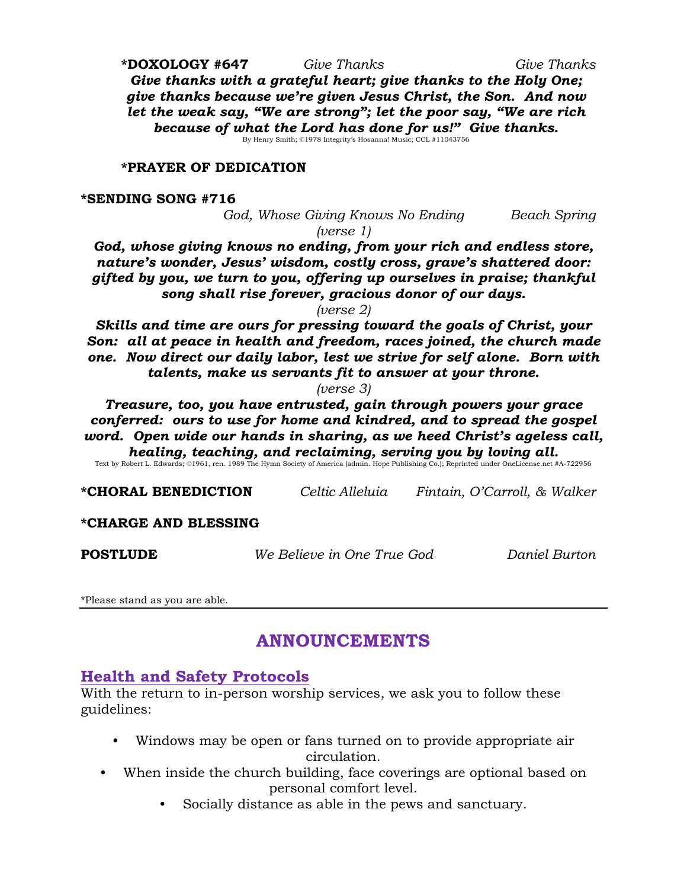**\*DOXOLOGY #647** *Give Thanks* *Give Thanks*

***Give thanks with a grateful heart; give thanks to the Holy One; give thanks because we're given Jesus Christ, the Son. And now let the weak say, "We are strong"; let the poor say, "We are rich because of what the Lord has done for us!" Give thanks.***

By Henry Smith; ©1978 Integrity's Hosanna! Music; CCL #11043756

**\*PRAYER OF DEDICATION**

**\*SENDING SONG #716**

*God, Whose Giving Knows No Ending* *Beach Spring*

*(verse 1)*

***God, whose giving knows no ending, from your rich and endless store, nature's wonder, Jesus' wisdom, costly cross, grave's shattered door: gifted by you, we turn to you, offering up ourselves in praise; thankful song shall rise forever, gracious donor of our days.***

*(verse 2)*

***Skills and time are ours for pressing toward the goals of Christ, your Son: all at peace in health and freedom, races joined, the church made one. Now direct our daily labor, lest we strive for self alone. Born with talents, make us servants fit to answer at your throne.***

*(verse 3)*

***Treasure, too, you have entrusted, gain through powers your grace conferred: ours to use for home and kindred, and to spread the gospel word. Open wide our hands in sharing, as we heed Christ's ageless call, healing, teaching, and reclaiming, serving you by loving all.***

Text by Robert L. Edwards; ©1961, ren. 1989 The Hymn Society of America (admin. Hope Publishing Co.); Reprinted under OneLicense.net #A-722956

**\*CHORAL BENEDICTION** *Celtic Alleluia* *Fintain, O'Carroll, & Walker*

**\*CHARGE AND BLESSING**

**POSTLUDE** *We Believe in One True God* *Daniel Burton*

\*Please stand as you are able.

# ANNOUNCEMENTS

## Health and Safety Protocols

With the return to in-person worship services, we ask you to follow these guidelines:

- Windows may be open or fans turned on to provide appropriate air circulation.
- When inside the church building, face coverings are optional based on personal comfort level.
- Socially distance as able in the pews and sanctuary.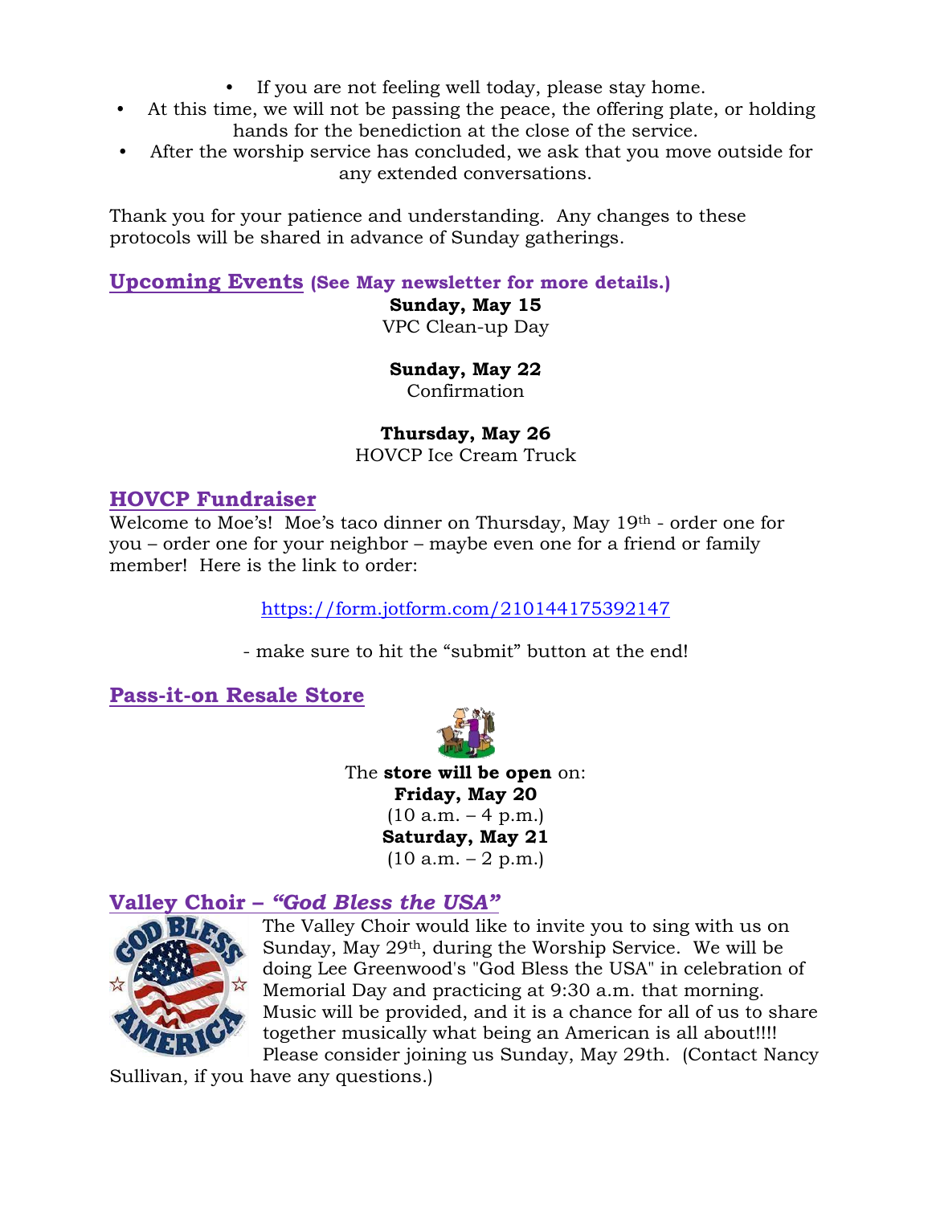- If you are not feeling well today, please stay home.
- At this time, we will not be passing the peace, the offering plate, or holding hands for the benediction at the close of the service.
- After the worship service has concluded, we ask that you move outside for any extended conversations.

Thank you for your patience and understanding. Any changes to these protocols will be shared in advance of Sunday gatherings.

## Upcoming Events (See May newsletter for more details.)

**Sunday, May 15**
VPC Clean-up Day

**Sunday, May 22**
Confirmation

**Thursday, May 26**
HOVCP Ice Cream Truck

## HOVCP Fundraiser

Welcome to Moe's! Moe's taco dinner on Thursday, May 19th - order one for you – order one for your neighbor – maybe even one for a friend or family member! Here is the link to order:

https://form.jotform.com/210144175392147

- make sure to hit the "submit" button at the end!

## Pass-it-on Resale Store

The **store will be open** on:
**Friday, May 20**
(10 a.m. – 4 p.m.)
**Saturday, May 21**
(10 a.m. – 2 p.m.)

## Valley Choir – *"God Bless the USA"*

The Valley Choir would like to invite you to sing with us on Sunday, May 29th, during the Worship Service. We will be doing Lee Greenwood's "God Bless the USA" in celebration of Memorial Day and practicing at 9:30 a.m. that morning. Music will be provided, and it is a chance for all of us to share together musically what being an American is all about!!!! Please consider joining us Sunday, May 29th. (Contact Nancy Sullivan, if you have any questions.)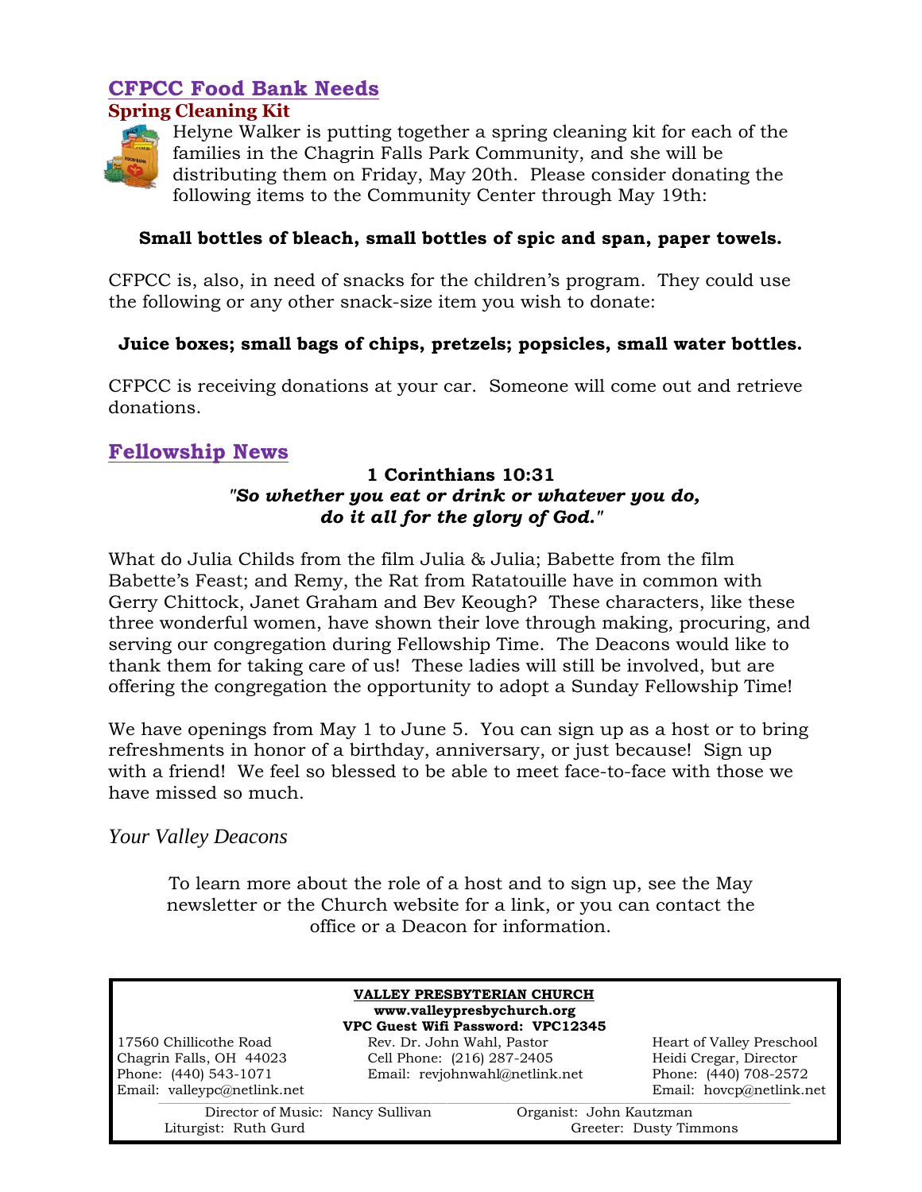## CFPCC Food Bank Needs

### Spring Cleaning Kit

Helyne Walker is putting together a spring cleaning kit for each of the families in the Chagrin Falls Park Community, and she will be distributing them on Friday, May 20th. Please consider donating the following items to the Community Center through May 19th:

**Small bottles of bleach, small bottles of spic and span, paper towels.**

CFPCC is, also, in need of snacks for the children's program. They could use the following or any other snack-size item you wish to donate:

**Juice boxes; small bags of chips, pretzels; popsicles, small water bottles.**

CFPCC is receiving donations at your car. Someone will come out and retrieve donations.

## Fellowship News

**1 Corinthians 10:31**
***"So whether you eat or drink or whatever you do, do it all for the glory of God."***

What do Julia Childs from the film Julia & Julia; Babette from the film Babette's Feast; and Remy, the Rat from Ratatouille have in common with Gerry Chittock, Janet Graham and Bev Keough? These characters, like these three wonderful women, have shown their love through making, procuring, and serving our congregation during Fellowship Time. The Deacons would like to thank them for taking care of us! These ladies will still be involved, but are offering the congregation the opportunity to adopt a Sunday Fellowship Time!

We have openings from May 1 to June 5. You can sign up as a host or to bring refreshments in honor of a birthday, anniversary, or just because! Sign up with a friend! We feel so blessed to be able to meet face-to-face with those we have missed so much.

*Your Valley Deacons*

To learn more about the role of a host and to sign up, see the May newsletter or the Church website for a link, or you can contact the office or a Deacon for information.

**VALLEY PRESBYTERIAN CHURCH**
**www.valleypresbychurch.org**
**VPC Guest Wifi Password: VPC12345**

| | | |
|---|---|---|
| 17560 Chillicothe Road | Rev. Dr. John Wahl, Pastor | Heart of Valley Preschool |
| Chagrin Falls, OH 44023 | Cell Phone: (216) 287-2405 | Heidi Cregar, Director |
| Phone: (440) 543-1071 | Email: revjohnwahl@netlink.net | Phone: (440) 708-2572 |
| Email: valleypc@netlink.net | | Email: hovcp@netlink.net |

Director of Music: Nancy Sullivan — Organist: John Kautzman
Liturgist: Ruth Gurd — Greeter: Dusty Timmons